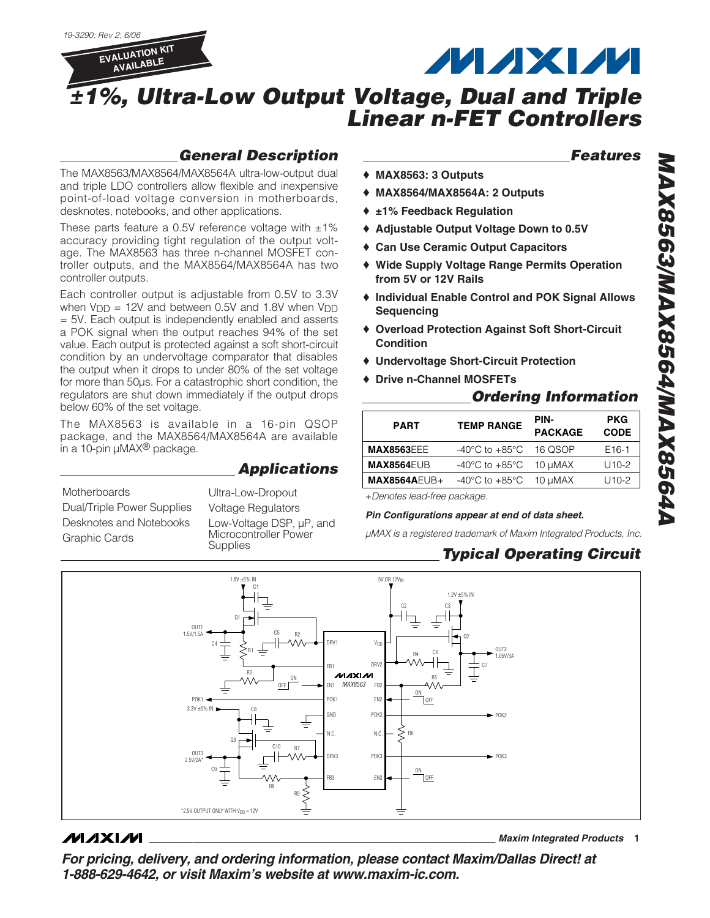19-3290; Rev 2; 6/06

EVALUATION KIT AVAILABLE

# ±1%, Ultra-Low Output Voltage, Dual and Triple Linear n-FET Controllers

## General Description

The MAX8563/MAX8564/MAX8564A ultra-low-output dual and triple LDO controllers allow flexible and inexpensive point-of-load voltage conversion in motherboards, desknotes, notebooks, and other applications.

These parts feature a 0.5V reference voltage with ±1% accuracy providing tight regulation of the output voltage. The MAX8563 has three n-channel MOSFET controller outputs, and the MAX8564/MAX8564A has two controller outputs.

Each controller output is adjustable from 0.5V to 3.3V when $V_{DD}$ = 12V and between 0.5V and 1.8V when $V_{DD}$ = 5V. Each output is independently enabled and asserts a POK signal when the output reaches 94% of the set value. Each output is protected against a soft short-circuit condition by an undervoltage comparator that disables the output when it drops to under 80% of the set voltage for more than 50µs. For a catastrophic short condition, the regulators are shut down immediately if the output drops below 60% of the set voltage.

The MAX8563 is available in a 16-pin QSOP package, and the MAX8564/MAX8564A are available in a 10-pin µMAX® package.

## Applications

Motherboards

Dual/Triple Power Supplies

Desknotes and Notebooks

Graphic Cards

Ultra-Low-Dropout Voltage Regulators

Low-Voltage DSP, µP, and Microcontroller Power Supplies

## Features

- ♦ MAX8563: 3 Outputs
- ♦ MAX8564/MAX8564A: 2 Outputs
- ♦ ±1% Feedback Regulation
- ♦ Adjustable Output Voltage Down to 0.5V
- ♦ Can Use Ceramic Output Capacitors
- ♦ Wide Supply Voltage Range Permits Operation from 5V or 12V Rails
- ♦ Individual Enable Control and POK Signal Allows Sequencing
- ♦ Overload Protection Against Soft Short-Circuit Condition
- ♦ Undervoltage Short-Circuit Protection
- ♦ Drive n-Channel MOSFETs

## Ordering Information

| PART | TEMP RANGE | PIN-PACKAGE | PKG CODE |
|---|---|---|---|
| **MAX8563**EEE | -40°C to +85°C | 16 QSOP | E16-1 |
| **MAX8564**EUB | -40°C to +85°C | 10 µMAX | U10-2 |
| **MAX8564A**EUB+ | -40°C to +85°C | 10 µMAX | U10-2 |

*+Denotes lead-free package.*

***Pin Configurations appear at end of data sheet.***

*µMAX is a registered trademark of Maxim Integrated Products, Inc.*

## Typical Operating Circuit

*2.5V OUTPUT ONLY WITH $V_{DD}$ = 12V

***For pricing, delivery, and ordering information, please contact Maxim/Dallas Direct! at 1-888-629-4642, or visit Maxim's website at www.maxim-ic.com.***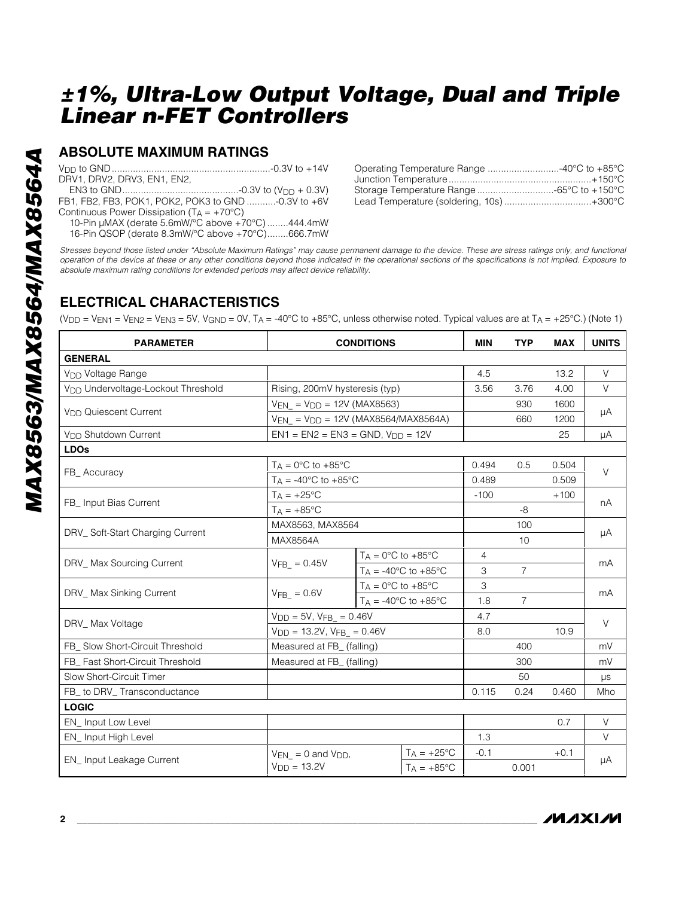# ±1%, Ultra-Low Output Voltage, Dual and Triple Linear n-FET Controllers

## ABSOLUTE MAXIMUM RATINGS

$V_{DD}$ to GND...........................................................-0.3V to +14V
DRV1, DRV2, DRV3, EN1, EN2,
EN3 to GND............................................-0.3V to ($V_{DD}$ + 0.3V)
FB1, FB2, FB3, POK1, POK2, POK3 to GND ...........-0.3V to +6V
Continuous Power Dissipation ($T_A$ = +70°C)
10-Pin µMAX (derate 5.6mW/°C above +70°C) ........444.4mW
16-Pin QSOP (derate 8.3mW/°C above +70°C)........666.7mW

Operating Temperature Range ...........................-40°C to +85°C
Junction Temperature......................................................+150°C
Storage Temperature Range .............................-65°C to +150°C
Lead Temperature (soldering, 10s) .................................+300°C

*Stresses beyond those listed under "Absolute Maximum Ratings" may cause permanent damage to the device. These are stress ratings only, and functional operation of the device at these or any other conditions beyond those indicated in the operational sections of the specifications is not implied. Exposure to absolute maximum rating conditions for extended periods may affect device reliability.*

## ELECTRICAL CHARACTERISTICS

($V_{DD}$ = $V_{EN1}$ = $V_{EN2}$ = $V_{EN3}$ = 5V, $V_{GND}$ = 0V, $T_A$ = -40°C to +85°C, unless otherwise noted. Typical values are at $T_A$ = +25°C.) (Note 1)

| PARAMETER | CONDITIONS | | MIN | TYP | MAX | UNITS |
|---|---|---|---|---|---|---|
| **GENERAL** | | | | | | |
| $V_{DD}$ Voltage Range | | | 4.5 | | 13.2 | V |
| $V_{DD}$ Undervoltage-Lockout Threshold | Rising, 200mV hysteresis (typ) | | 3.56 | 3.76 | 4.00 | V |
| $V_{DD}$ Quiescent Current | $V_{EN\_}$ = $V_{DD}$ = 12V (MAX8563) | | | 930 | 1600 | µA |
| | $V_{EN\_}$ = $V_{DD}$ = 12V (MAX8564/MAX8564A) | | | 660 | 1200 | |
| $V_{DD}$ Shutdown Current | EN1 = EN2 = EN3 = GND, $V_{DD}$ = 12V | | | | 25 | µA |
| **LDOs** | | | | | | |
| FB_ Accuracy | $T_A$ = 0°C to +85°C | | 0.494 | 0.5 | 0.504 | V |
| | $T_A$ = -40°C to +85°C | | 0.489 | | 0.509 | |
| FB_ Input Bias Current | $T_A$ = +25°C | | -100 | | +100 | nA |
| | $T_A$ = +85°C | | | -8 | | |
| DRV_ Soft-Start Charging Current | MAX8563, MAX8564 | | | 100 | | µA |
| | MAX8564A | | | 10 | | |
| DRV_ Max Sourcing Current | $V_{FB\_}$ = 0.45V | $T_A$ = 0°C to +85°C | 4 | | | mA |
| | | $T_A$ = -40°C to +85°C | 3 | 7 | | |
| DRV_ Max Sinking Current | $V_{FB\_}$ = 0.6V | $T_A$ = 0°C to +85°C | 3 | | | mA |
| | | $T_A$ = -40°C to +85°C | 1.8 | 7 | | |
| DRV_ Max Voltage | $V_{DD}$ = 5V, $V_{FB\_}$ = 0.46V | | 4.7 | | | V |
| | $V_{DD}$ = 13.2V, $V_{FB\_}$ = 0.46V | | 8.0 | | 10.9 | |
| FB_ Slow Short-Circuit Threshold | Measured at FB_ (falling) | | | 400 | | mV |
| FB_ Fast Short-Circuit Threshold | Measured at FB_ (falling) | | | 300 | | mV |
| Slow Short-Circuit Timer | | | | 50 | | µs |
| FB_ to DRV_ Transconductance | | | 0.115 | 0.24 | 0.460 | Mho |
| **LOGIC** | | | | | | |
| EN_ Input Low Level | | | | | 0.7 | V |
| EN_ Input High Level | | | 1.3 | | | V |
| EN_ Input Leakage Current | $V_{EN\_}$ = 0 and $V_{DD}$, $V_{DD}$ = 13.2V | $T_A$ = +25°C | -0.1 | | +0.1 | µA |
| | | $T_A$ = +85°C | | 0.001 | | |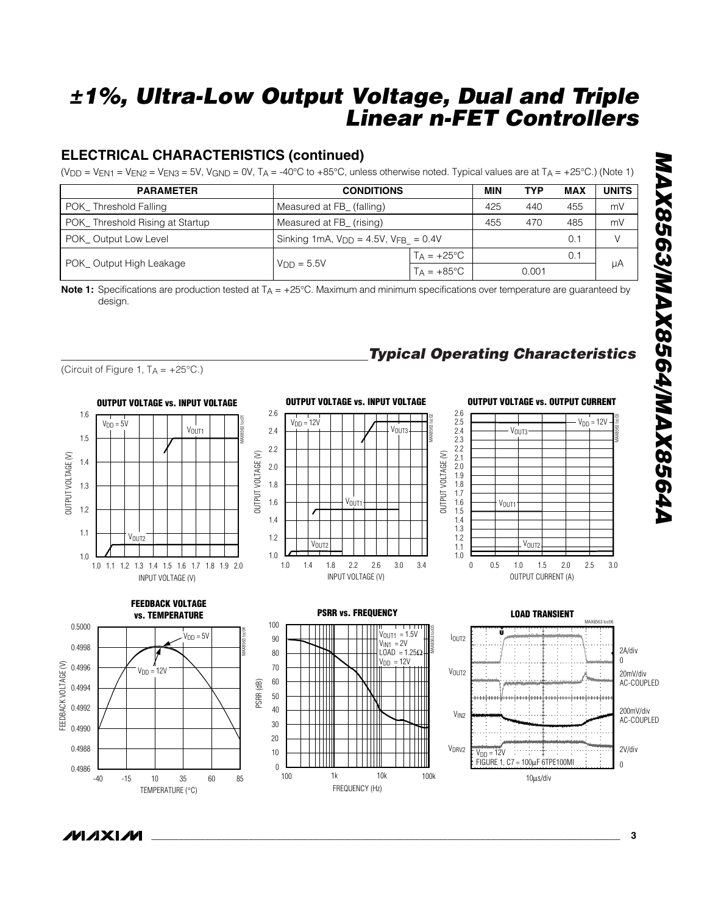# ±1%, Ultra-Low Output Voltage, Dual and Triple Linear n-FET Controllers

## ELECTRICAL CHARACTERISTICS (continued)

($V_{DD} = V_{EN1} = V_{EN2} = V_{EN3} = 5V$, $V_{GND} = 0V$, $T_A = -40°C$ to $+85°C$, unless otherwise noted. Typical values are at $T_A = +25°C$.) (Note 1)

| PARAMETER | CONDITIONS | | MIN | TYP | MAX | UNITS |
|---|---|---|---|---|---|---|
| POK_ Threshold Falling | Measured at FB_ (falling) | | 425 | 440 | 455 | mV |
| POK_ Threshold Rising at Startup | Measured at FB_ (rising) | | 455 | 470 | 485 | mV |
| POK_ Output Low Level | Sinking 1mA, $V_{DD} = 4.5V$, $V_{FB\_} = 0.4V$ | | | | 0.1 | V |
| POK_ Output High Leakage | $V_{DD} = 5.5V$ | $T_A = +25°C$ | | | 0.1 | µA |
| | | $T_A = +85°C$ | | 0.001 | | |

**Note 1:** Specifications are production tested at $T_A = +25°C$. Maximum and minimum specifications over temperature are guaranteed by design.

## Typical Operating Characteristics

(Circuit of Figure 1, $T_A = +25°C$.)

OUTPUT VOLTAGE vs. INPUT VOLTAGE

OUTPUT VOLTAGE vs. INPUT VOLTAGE

OUTPUT VOLTAGE vs. OUTPUT CURRENT

FEEDBACK VOLTAGE vs. TEMPERATURE

PSRR vs. FREQUENCY

LOAD TRANSIENT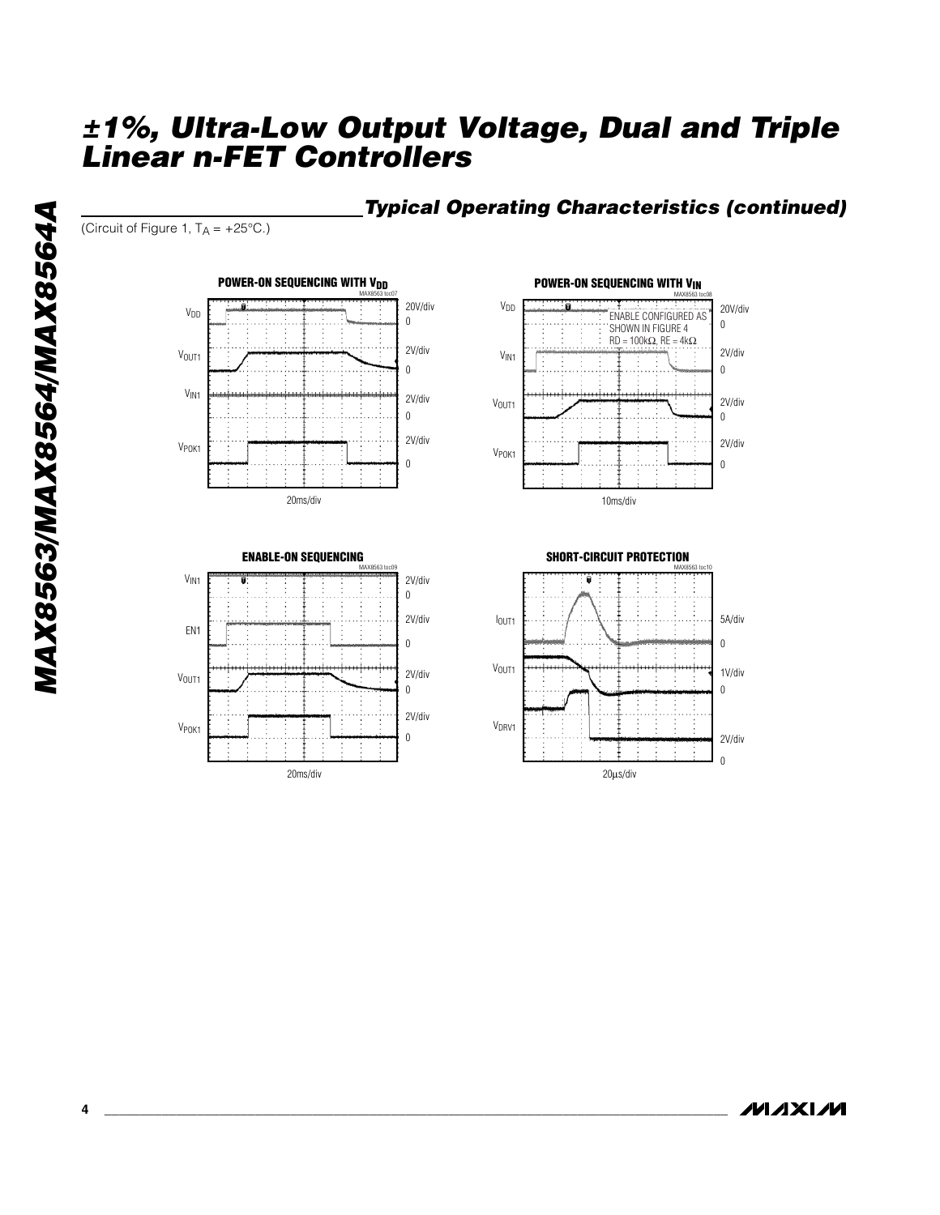## Typical Operating Characteristics (continued)

(Circuit of Figure 1, $T_A$ = +25°C.)

**POWER-ON SEQUENCING WITH $V_{DD}$**

MAX8563 toc07

$V_{DD}$ 20V/div 0

$V_{OUT1}$ 2V/div 0

$V_{IN1}$ 2V/div 0

$V_{POK1}$ 2V/div 0

20ms/div

**POWER-ON SEQUENCING WITH $V_{IN}$**

MAX8563 toc08

ENABLE CONFIGURED AS SHOWN IN FIGURE 4
RD = 100kΩ, RE = 4kΩ

$V_{DD}$ 20V/div 0

$V_{IN1}$ 2V/div 0

$V_{OUT1}$ 2V/div 0

$V_{POK1}$ 2V/div 0

10ms/div

**ENABLE-ON SEQUENCING**

MAX8563 toc09

$V_{IN1}$ 2V/div 0

EN1 2V/div 0

$V_{OUT1}$ 2V/div 0

$V_{POK1}$ 2V/div 0

20ms/div

**SHORT-CIRCUIT PROTECTION**

MAX8563 toc10

$I_{OUT1}$ 5A/div 0

$V_{OUT1}$ 1V/div 0

$V_{DRV1}$ 2V/div 0

20μs/div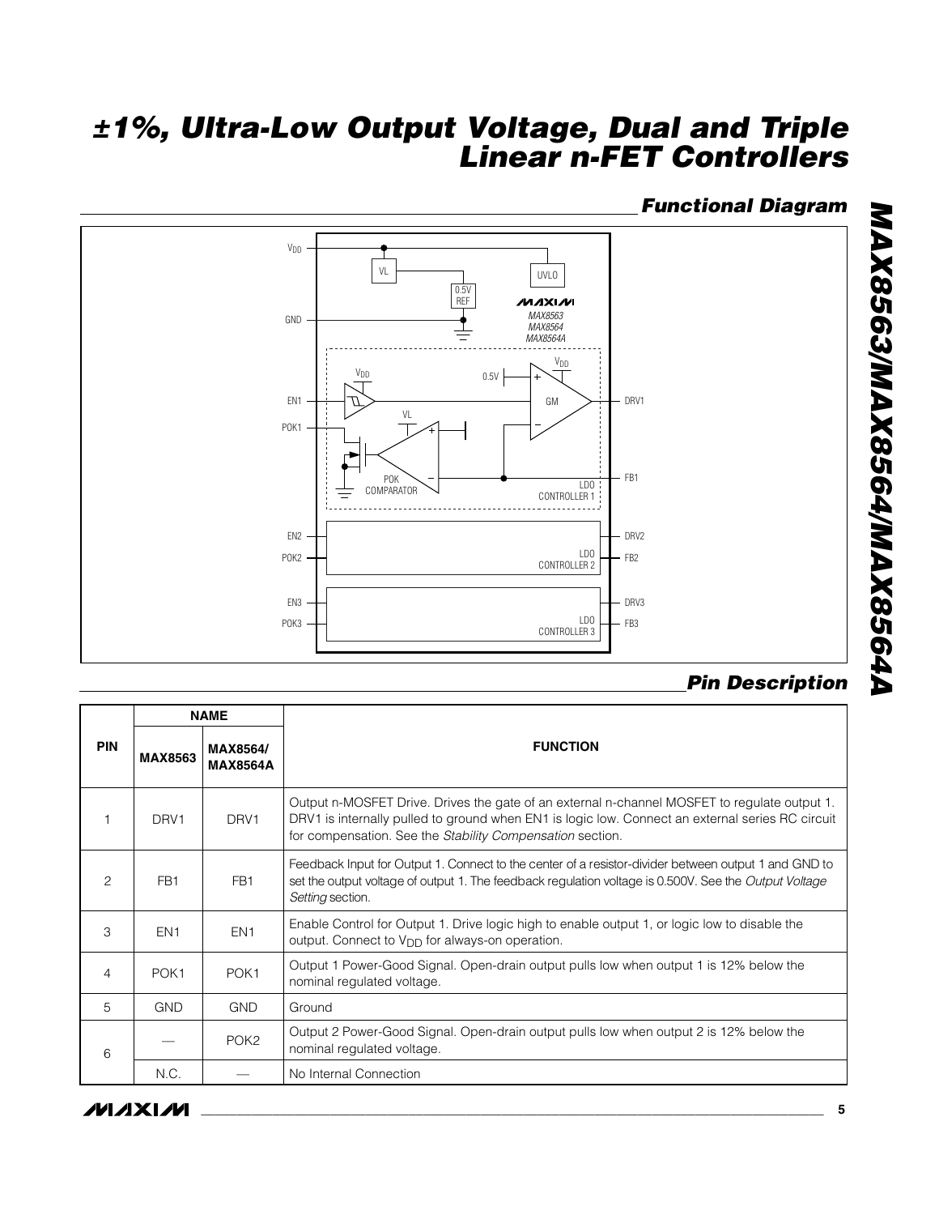## Functional Diagram

## Pin Description

| PIN | NAME | | FUNCTION |
|---|---|---|---|
| | MAX8563 | MAX8564/ MAX8564A | |
| 1 | DRV1 | DRV1 | Output n-MOSFET Drive. Drives the gate of an external n-channel MOSFET to regulate output 1. DRV1 is internally pulled to ground when EN1 is logic low. Connect an external series RC circuit for compensation. See the *Stability Compensation* section. |
| 2 | FB1 | FB1 | Feedback Input for Output 1. Connect to the center of a resistor-divider between output 1 and GND to set the output voltage of output 1. The feedback regulation voltage is 0.500V. See the *Output Voltage Setting* section. |
| 3 | EN1 | EN1 | Enable Control for Output 1. Drive logic high to enable output 1, or logic low to disable the output. Connect to $V_{DD}$ for always-on operation. |
| 4 | POK1 | POK1 | Output 1 Power-Good Signal. Open-drain output pulls low when output 1 is 12% below the nominal regulated voltage. |
| 5 | GND | GND | Ground |
| 6 | — | POK2 | Output 2 Power-Good Signal. Open-drain output pulls low when output 2 is 12% below the nominal regulated voltage. |
| | N.C. | — | No Internal Connection |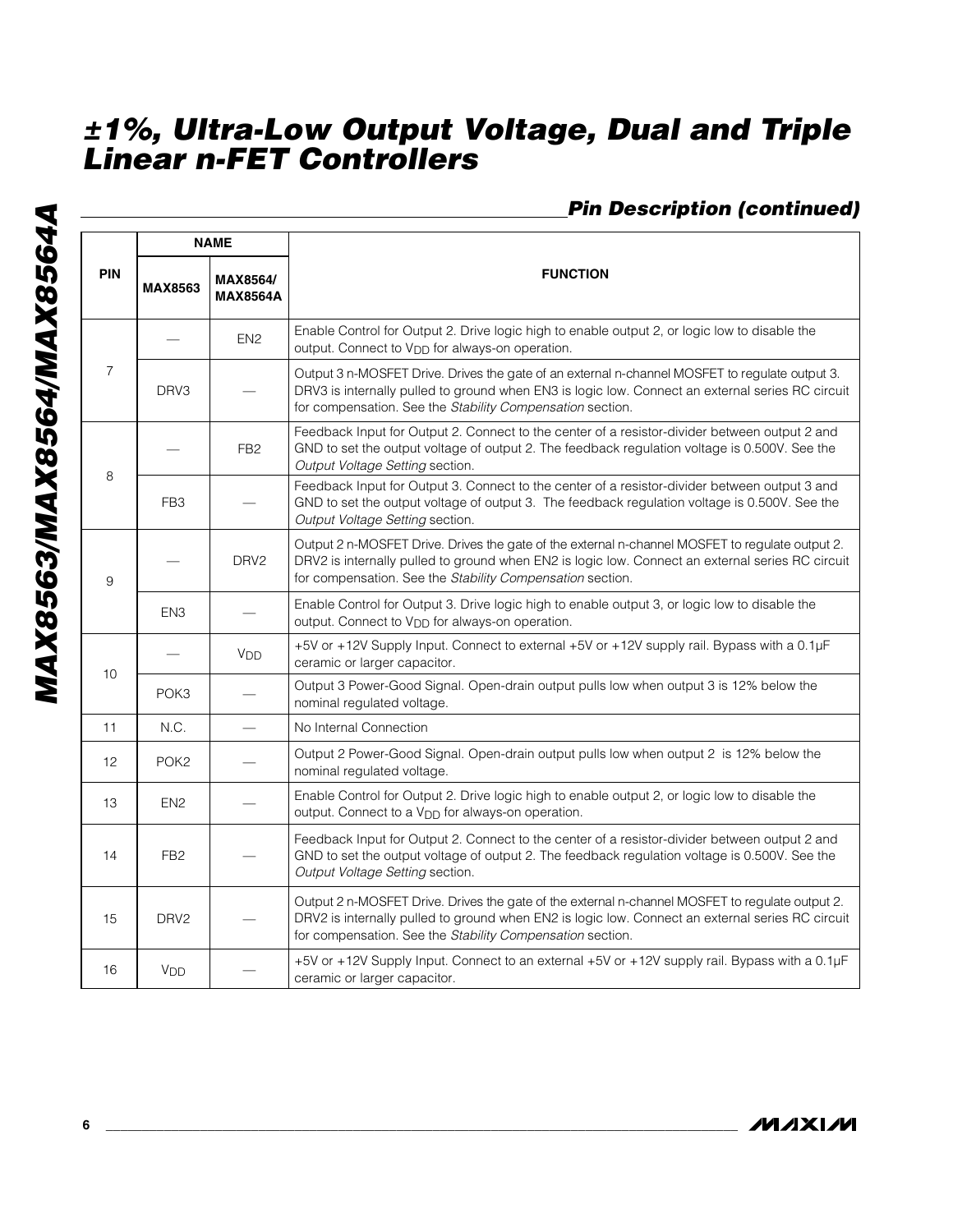## Pin Description (continued)

| PIN | NAME | | FUNCTION |
|---|---|---|---|
| | MAX8563 | MAX8564/ MAX8564A | |
| 7 | — | EN2 | Enable Control for Output 2. Drive logic high to enable output 2, or logic low to disable the output. Connect to $V_{DD}$ for always-on operation. |
| | DRV3 | — | Output 3 n-MOSFET Drive. Drives the gate of an external n-channel MOSFET to regulate output 3. DRV3 is internally pulled to ground when EN3 is logic low. Connect an external series RC circuit for compensation. See the *Stability Compensation* section. |
| 8 | — | FB2 | Feedback Input for Output 2. Connect to the center of a resistor-divider between output 2 and GND to set the output voltage of output 2. The feedback regulation voltage is 0.500V. See the *Output Voltage Setting* section. |
| | FB3 | — | Feedback Input for Output 3. Connect to the center of a resistor-divider between output 3 and GND to set the output voltage of output 3. The feedback regulation voltage is 0.500V. See the *Output Voltage Setting* section. |
| 9 | — | DRV2 | Output 2 n-MOSFET Drive. Drives the gate of the external n-channel MOSFET to regulate output 2. DRV2 is internally pulled to ground when EN2 is logic low. Connect an external series RC circuit for compensation. See the *Stability Compensation* section. |
| | EN3 | — | Enable Control for Output 3. Drive logic high to enable output 3, or logic low to disable the output. Connect to $V_{DD}$ for always-on operation. |
| 10 | — | $V_{DD}$ | +5V or +12V Supply Input. Connect to external +5V or +12V supply rail. Bypass with a 0.1µF ceramic or larger capacitor. |
| | POK3 | — | Output 3 Power-Good Signal. Open-drain output pulls low when output 3 is 12% below the nominal regulated voltage. |
| 11 | N.C. | — | No Internal Connection |
| 12 | POK2 | — | Output 2 Power-Good Signal. Open-drain output pulls low when output 2 is 12% below the nominal regulated voltage. |
| 13 | EN2 | — | Enable Control for Output 2. Drive logic high to enable output 2, or logic low to disable the output. Connect to a $V_{DD}$ for always-on operation. |
| 14 | FB2 | — | Feedback Input for Output 2. Connect to the center of a resistor-divider between output 2 and GND to set the output voltage of output 2. The feedback regulation voltage is 0.500V. See the *Output Voltage Setting* section. |
| 15 | DRV2 | — | Output 2 n-MOSFET Drive. Drives the gate of the external n-channel MOSFET to regulate output 2. DRV2 is internally pulled to ground when EN2 is logic low. Connect an external series RC circuit for compensation. See the *Stability Compensation* section. |
| 16 | $V_{DD}$ | — | +5V or +12V Supply Input. Connect to an external +5V or +12V supply rail. Bypass with a 0.1µF ceramic or larger capacitor. |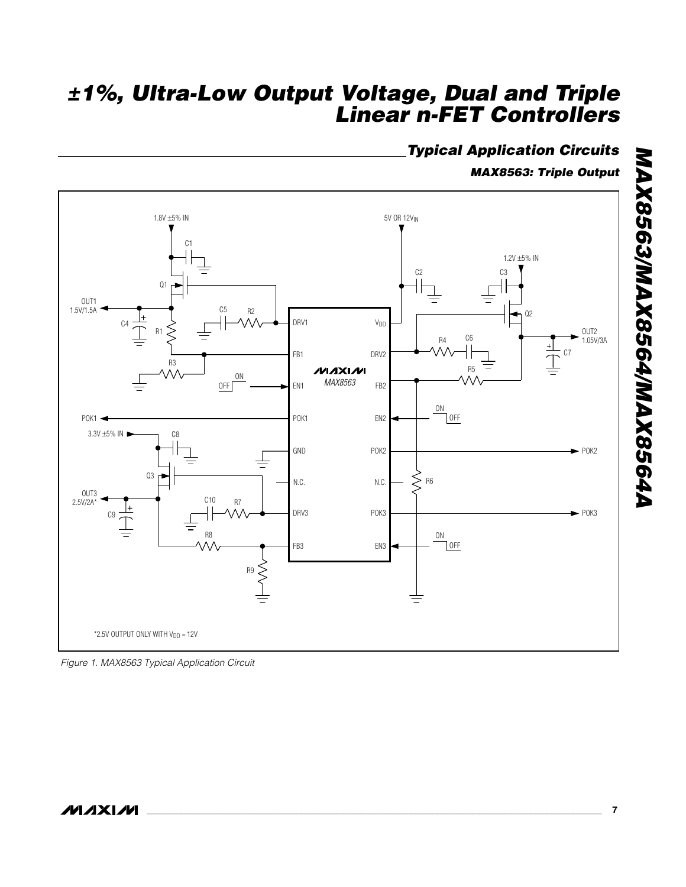## Typical Application Circuits

### MAX8563: Triple Output

*2.5V OUTPUT ONLY WITH $V_{DD}$ = 12V

*Figure 1. MAX8563 Typical Application Circuit*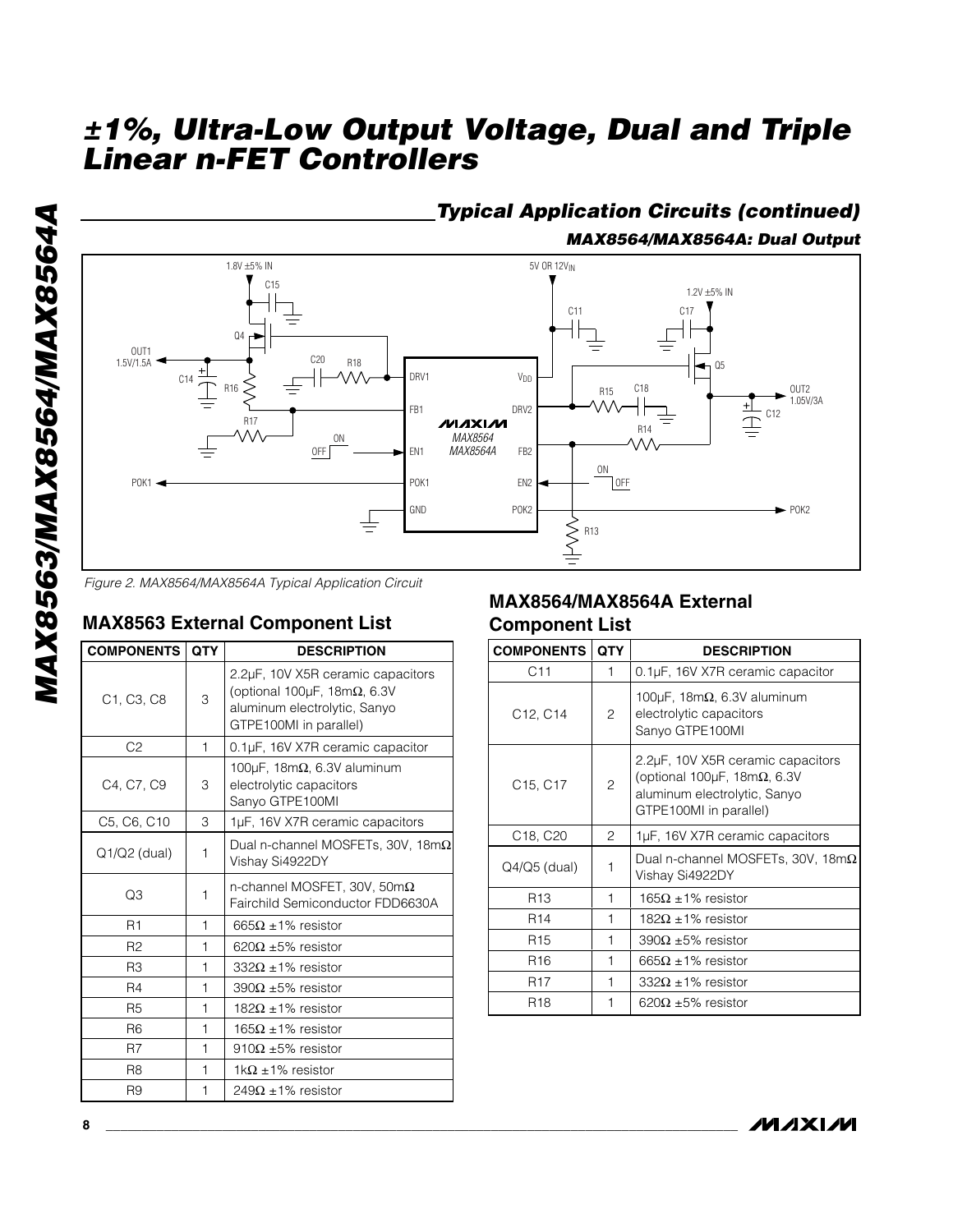## Typical Application Circuits (continued)

### MAX8564/MAX8564A: Dual Output

Figure 2. MAX8564/MAX8564A Typical Application Circuit

## MAX8563 External Component List

| COMPONENTS | QTY | DESCRIPTION |
|---|---|---|
| C1, C3, C8 | 3 | 2.2µF, 10V X5R ceramic capacitors (optional 100µF, 18mΩ, 6.3V aluminum electrolytic, Sanyo GTPE100MI in parallel) |
| C2 | 1 | 0.1µF, 16V X7R ceramic capacitor |
| C4, C7, C9 | 3 | 100µF, 18mΩ, 6.3V aluminum electrolytic capacitors Sanyo GTPE100MI |
| C5, C6, C10 | 3 | 1µF, 16V X7R ceramic capacitors |
| Q1/Q2 (dual) | 1 | Dual n-channel MOSFETs, 30V, 18mΩ Vishay Si4922DY |
| Q3 | 1 | n-channel MOSFET, 30V, 50mΩ Fairchild Semiconductor FDD6630A |
| R1 | 1 | 665Ω ±1% resistor |
| R2 | 1 | 620Ω ±5% resistor |
| R3 | 1 | 332Ω ±1% resistor |
| R4 | 1 | 390Ω ±5% resistor |
| R5 | 1 | 182Ω ±1% resistor |
| R6 | 1 | 165Ω ±1% resistor |
| R7 | 1 | 910Ω ±5% resistor |
| R8 | 1 | 1kΩ ±1% resistor |
| R9 | 1 | 249Ω ±1% resistor |

## MAX8564/MAX8564A External Component List

| COMPONENTS | QTY | DESCRIPTION |
|---|---|---|
| C11 | 1 | 0.1µF, 16V X7R ceramic capacitor |
| C12, C14 | 2 | 100µF, 18mΩ, 6.3V aluminum electrolytic capacitors Sanyo GTPE100MI |
| C15, C17 | 2 | 2.2µF, 10V X5R ceramic capacitors (optional 100µF, 18mΩ, 6.3V aluminum electrolytic, Sanyo GTPE100MI in parallel) |
| C18, C20 | 2 | 1µF, 16V X7R ceramic capacitors |
| Q4/Q5 (dual) | 1 | Dual n-channel MOSFETs, 30V, 18mΩ Vishay Si4922DY |
| R13 | 1 | 165Ω ±1% resistor |
| R14 | 1 | 182Ω ±1% resistor |
| R15 | 1 | 390Ω ±5% resistor |
| R16 | 1 | 665Ω ±1% resistor |
| R17 | 1 | 332Ω ±1% resistor |
| R18 | 1 | 620Ω ±5% resistor |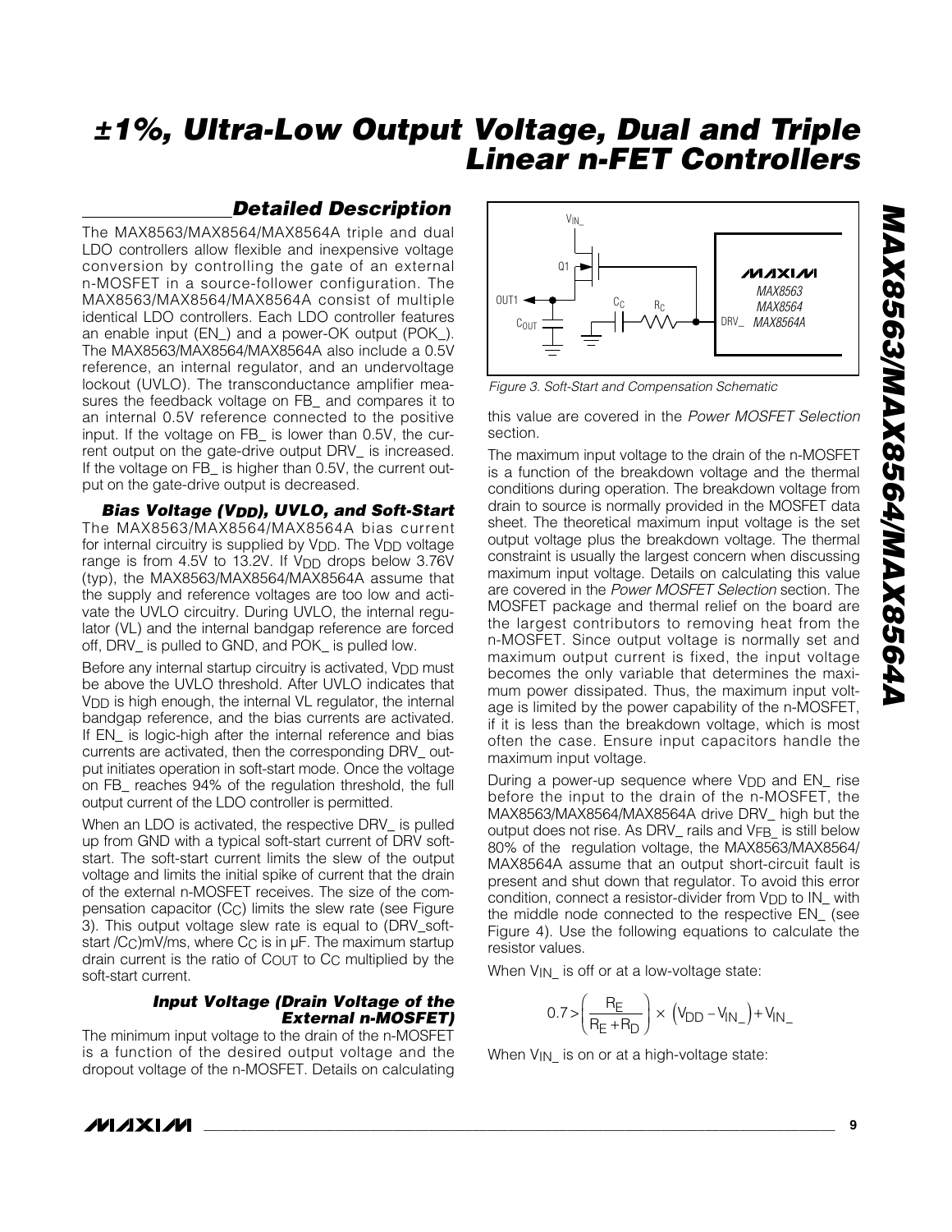## Detailed Description

The MAX8563/MAX8564/MAX8564A triple and dual LDO controllers allow flexible and inexpensive voltage conversion by controlling the gate of an external n-MOSFET in a source-follower configuration. The MAX8563/MAX8564/MAX8564A consist of multiple identical LDO controllers. Each LDO controller features an enable input (EN_) and a power-OK output (POK_). The MAX8563/MAX8564/MAX8564A also include a 0.5V reference, an internal regulator, and an undervoltage lockout (UVLO). The transconductance amplifier measures the feedback voltage on FB_ and compares it to an internal 0.5V reference connected to the positive input. If the voltage on FB_ is lower than 0.5V, the current output on the gate-drive output DRV_ is increased. If the voltage on FB_ is higher than 0.5V, the current output on the gate-drive output is decreased.

### Bias Voltage ($V_{DD}$), UVLO, and Soft-Start

The MAX8563/MAX8564/MAX8564A bias current for internal circuitry is supplied by $V_{DD}$. The $V_{DD}$ voltage range is from 4.5V to 13.2V. If $V_{DD}$ drops below 3.76V (typ), the MAX8563/MAX8564/MAX8564A assume that the supply and reference voltages are too low and activate the UVLO circuitry. During UVLO, the internal regulator (VL) and the internal bandgap reference are forced off, DRV_ is pulled to GND, and POK_ is pulled low.

Before any internal startup circuitry is activated, $V_{DD}$ must be above the UVLO threshold. After UVLO indicates that $V_{DD}$ is high enough, the internal VL regulator, the internal bandgap reference, and the bias currents are activated. If EN_ is logic-high after the internal reference and bias currents are activated, then the corresponding DRV_ output initiates operation in soft-start mode. Once the voltage on FB_ reaches 94% of the regulation threshold, the full output current of the LDO controller is permitted.

When an LDO is activated, the respective DRV_ is pulled up from GND with a typical soft-start current of DRV soft-start. The soft-start current limits the slew of the output voltage and limits the initial spike of current that the drain of the external n-MOSFET receives. The size of the compensation capacitor ($C_C$) limits the slew rate (see Figure 3). This output voltage slew rate is equal to (DRV_soft-start /$C_C$)mV/ms, where $C_C$ is in µF. The maximum startup drain current is the ratio of $C_{OUT}$ to $C_C$ multiplied by the soft-start current.

### Input Voltage (Drain Voltage of the External n-MOSFET)

The minimum input voltage to the drain of the n-MOSFET is a function of the desired output voltage and the dropout voltage of the n-MOSFET. Details on calculating this value are covered in the *Power MOSFET Selection* section.

Figure 3. Soft-Start and Compensation Schematic

The maximum input voltage to the drain of the n-MOSFET is a function of the breakdown voltage and the thermal conditions during operation. The breakdown voltage from drain to source is normally provided in the MOSFET data sheet. The theoretical maximum input voltage is the set output voltage plus the breakdown voltage. The thermal constraint is usually the largest concern when discussing maximum input voltage. Details on calculating this value are covered in the *Power MOSFET Selection* section. The MOSFET package and thermal relief on the board are the largest contributors to removing heat from the n-MOSFET. Since output voltage is normally set and maximum output current is fixed, the input voltage becomes the only variable that determines the maximum power dissipated. Thus, the maximum input voltage is limited by the power capability of the n-MOSFET, if it is less than the breakdown voltage, which is most often the case. Ensure input capacitors handle the maximum input voltage.

During a power-up sequence where $V_{DD}$ and EN_ rise before the input to the drain of the n-MOSFET, the MAX8563/MAX8564/MAX8564A drive DRV_ high but the output does not rise. As DRV_ rails and $V_{FB\_}$ is still below 80% of the regulation voltage, the MAX8563/MAX8564/MAX8564A assume that an output short-circuit fault is present and shut down that regulator. To avoid this error condition, connect a resistor-divider from $V_{DD}$ to IN_ with the middle node connected to the respective EN_ (see Figure 4). Use the following equations to calculate the resistor values.

When $V_{IN\_}$ is off or at a low-voltage state:

$$0.7 > \left(\frac{R_E}{R_E + R_D}\right) \times \left(V_{DD} - V_{IN\_}\right) + V_{IN\_}$$

When $V_{IN\_}$ is on or at a high-voltage state: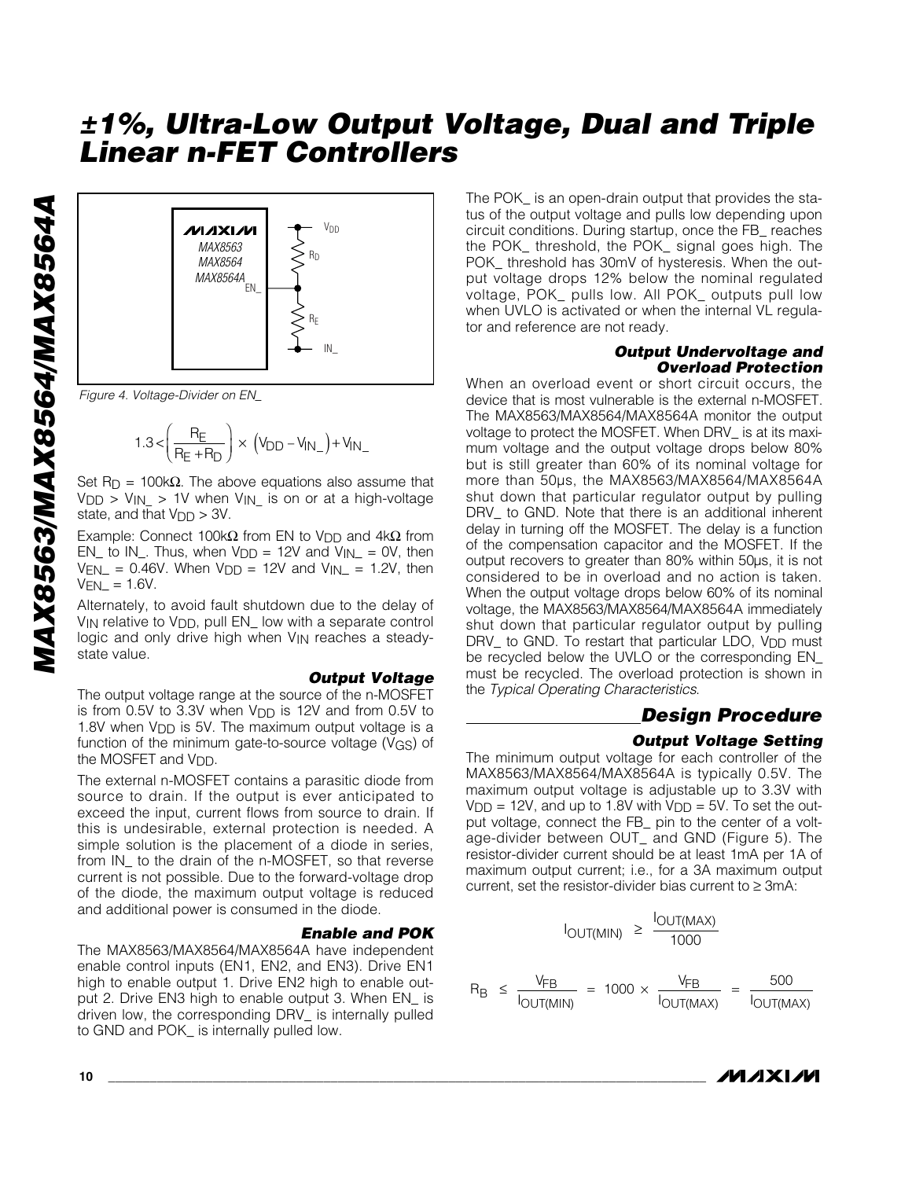Figure 4. Voltage-Divider on EN_

$$1.3 < \left(\frac{R_E}{R_E + R_D}\right) \times \left(V_{DD} - V_{IN\_}\right) + V_{IN\_}$$

Set $R_D$ = 100kΩ. The above equations also assume that $V_{DD} > V_{IN\_} > 1V$ when $V_{IN\_}$ is on or at a high-voltage state, and that $V_{DD} > 3V$.

Example: Connect 100kΩ from EN to $V_{DD}$ and 4kΩ from EN_ to IN_. Thus, when $V_{DD}$ = 12V and $V_{IN\_}$ = 0V, then $V_{EN\_}$ = 0.46V. When $V_{DD}$ = 12V and $V_{IN\_}$ = 1.2V, then $V_{EN\_}$ = 1.6V.

Alternately, to avoid fault shutdown due to the delay of $V_{IN}$ relative to $V_{DD}$, pull EN_ low with a separate control logic and only drive high when $V_{IN}$ reaches a steady-state value.

### Output Voltage

The output voltage range at the source of the n-MOSFET is from 0.5V to 3.3V when $V_{DD}$ is 12V and from 0.5V to 1.8V when $V_{DD}$ is 5V. The maximum output voltage is a function of the minimum gate-to-source voltage ($V_{GS}$) of the MOSFET and $V_{DD}$.

The external n-MOSFET contains a parasitic diode from source to drain. If the output is ever anticipated to exceed the input, current flows from source to drain. If this is undesirable, external protection is needed. A simple solution is the placement of a diode in series, from IN_ to the drain of the n-MOSFET, so that reverse current is not possible. Due to the forward-voltage drop of the diode, the maximum output voltage is reduced and additional power is consumed in the diode.

### Enable and POK

The MAX8563/MAX8564/MAX8564A have independent enable control inputs (EN1, EN2, and EN3). Drive EN1 high to enable output 1. Drive EN2 high to enable output 2. Drive EN3 high to enable output 3. When EN_ is driven low, the corresponding DRV_ is internally pulled to GND and POK_ is internally pulled low.

The POK_ is an open-drain output that provides the status of the output voltage and pulls low depending upon circuit conditions. During startup, once the FB_ reaches the POK_ threshold, the POK_ signal goes high. The POK_ threshold has 30mV of hysteresis. When the output voltage drops 12% below the nominal regulated voltage, POK_ pulls low. All POK_ outputs pull low when UVLO is activated or when the internal VL regulator and reference are not ready.

### Output Undervoltage and Overload Protection

When an overload event or short circuit occurs, the device that is most vulnerable is the external n-MOSFET. The MAX8563/MAX8564/MAX8564A monitor the output voltage to protect the MOSFET. When DRV_ is at its maximum voltage and the output voltage drops below 80% but is still greater than 60% of its nominal voltage for more than 50µs, the MAX8563/MAX8564/MAX8564A shut down that particular regulator output by pulling DRV_ to GND. Note that there is an additional inherent delay in turning off the MOSFET. The delay is a function of the compensation capacitor and the MOSFET. If the output recovers to greater than 80% within 50µs, it is not considered to be in overload and no action is taken. When the output voltage drops below 60% of its nominal voltage, the MAX8563/MAX8564/MAX8564A immediately shut down that particular regulator output by pulling DRV_ to GND. To restart that particular LDO, $V_{DD}$ must be recycled below the UVLO or the corresponding EN_ must be recycled. The overload protection is shown in the *Typical Operating Characteristics*.

## Design Procedure

### Output Voltage Setting

The minimum output voltage for each controller of the MAX8563/MAX8564/MAX8564A is typically 0.5V. The maximum output voltage is adjustable up to 3.3V with $V_{DD}$ = 12V, and up to 1.8V with $V_{DD}$ = 5V. To set the output voltage, connect the FB_ pin to the center of a voltage-divider between OUT_ and GND (Figure 5). The resistor-divider current should be at least 1mA per 1A of maximum output current; i.e., for a 3A maximum output current, set the resistor-divider bias current to ≥ 3mA:

$$I_{OUT(MIN)} \geq \frac{I_{OUT(MAX)}}{1000}$$

$$R_B \leq \frac{V_{FB}}{I_{OUT(MIN)}} = 1000 \times \frac{V_{FB}}{I_{OUT(MAX)}} = \frac{500}{I_{OUT(MAX)}}$$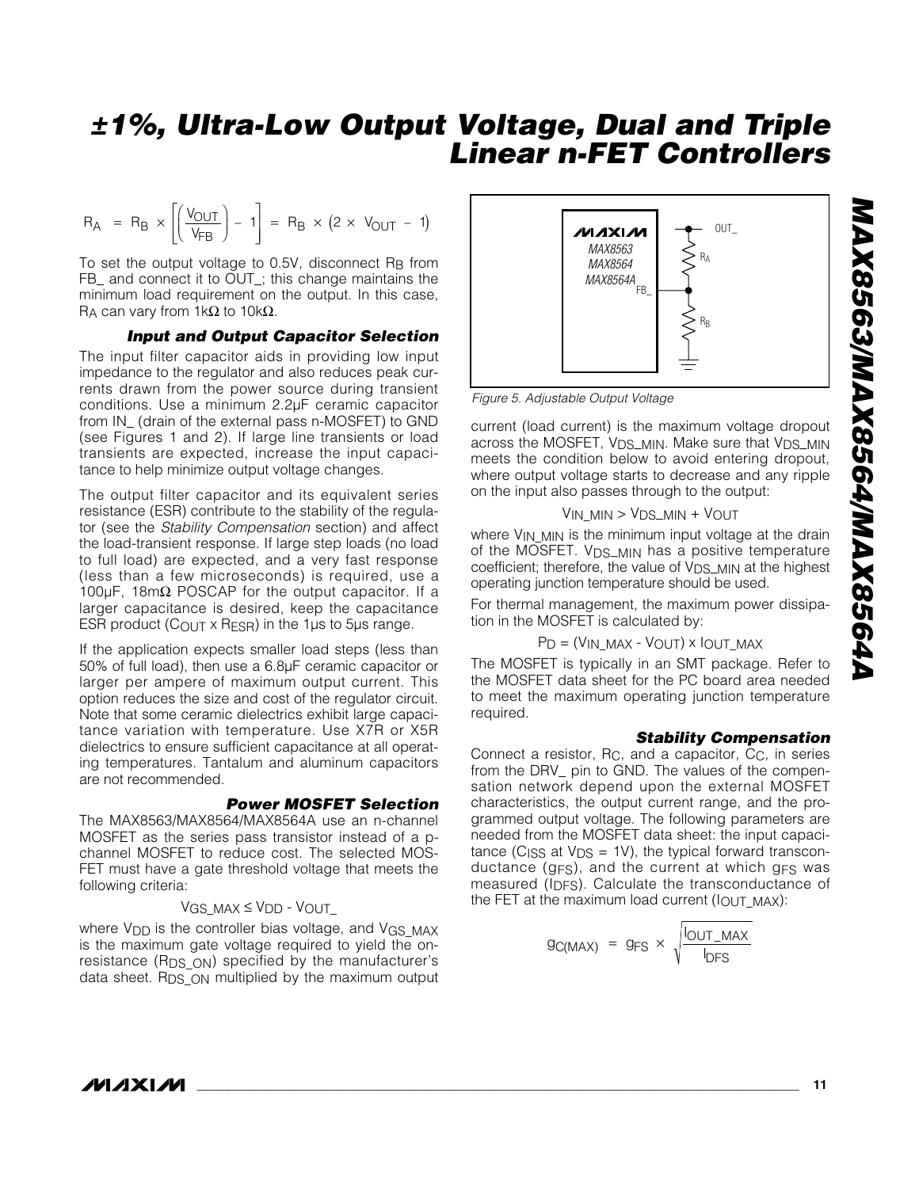$$R_A = R_B \times \left[\left(\frac{V_{OUT}}{V_{FB}}\right) - 1\right] = R_B \times (2 \times V_{OUT} - 1)$$

To set the output voltage to 0.5V, disconnect $R_B$ from FB_ and connect it to OUT_; this change maintains the minimum load requirement on the output. In this case, $R_A$ can vary from 1kΩ to 10kΩ.

Figure 5. Adjustable Output Voltage

### *Input and Output Capacitor Selection*

The input filter capacitor aids in providing low input impedance to the regulator and also reduces peak currents drawn from the power source during transient conditions. Use a minimum 2.2µF ceramic capacitor from IN_ (drain of the external pass n-MOSFET) to GND (see Figures 1 and 2). If large line transients or load transients are expected, increase the input capacitance to help minimize output voltage changes.

The output filter capacitor and its equivalent series resistance (ESR) contribute to the stability of the regulator (see the *Stability Compensation* section) and affect the load-transient response. If large step loads (no load to full load) are expected, and a very fast response (less than a few microseconds) is required, use a 100µF, 18mΩ POSCAP for the output capacitor. If a larger capacitance is desired, keep the capacitance ESR product ($C_{OUT} \times R_{ESR}$) in the 1µs to 5µs range.

If the application expects smaller load steps (less than 50% of full load), then use a 6.8µF ceramic capacitor or larger per ampere of maximum output current. This option reduces the size and cost of the regulator circuit. Note that some ceramic dielectrics exhibit large capacitance variation with temperature. Use X7R or X5R dielectrics to ensure sufficient capacitance at all operating temperatures. Tantalum and aluminum capacitors are not recommended.

### *Power MOSFET Selection*

The MAX8563/MAX8564/MAX8564A use an n-channel MOSFET as the series pass transistor instead of a p-channel MOSFET to reduce cost. The selected MOSFET must have a gate threshold voltage that meets the following criteria:

$$V_{GS\_MAX} \leq V_{DD} - V_{OUT\_}$$

where $V_{DD}$ is the controller bias voltage, and $V_{GS\_MAX}$ is the maximum gate voltage required to yield the on-resistance ($R_{DS\_ON}$) specified by the manufacturer's data sheet. $R_{DS\_ON}$ multiplied by the maximum output current (load current) is the maximum voltage dropout across the MOSFET, $V_{DS\_MIN}$. Make sure that $V_{DS\_MIN}$ meets the condition below to avoid entering dropout, where output voltage starts to decrease and any ripple on the input also passes through to the output:

$$V_{IN\_MIN} > V_{DS\_MIN} + V_{OUT}$$

where $V_{IN\_MIN}$ is the minimum input voltage at the drain of the MOSFET. $V_{DS\_MIN}$ has a positive temperature coefficient; therefore, the value of $V_{DS\_MIN}$ at the highest operating junction temperature should be used.

For thermal management, the maximum power dissipation in the MOSFET is calculated by:

$$P_D = (V_{IN\_MAX} - V_{OUT}) \times I_{OUT\_MAX}$$

The MOSFET is typically in an SMT package. Refer to the MOSFET data sheet for the PC board area needed to meet the maximum operating junction temperature required.

### *Stability Compensation*

Connect a resistor, $R_C$, and a capacitor, $C_C$, in series from the DRV_ pin to GND. The values of the compensation network depend upon the external MOSFET characteristics, the output current range, and the programmed output voltage. The following parameters are needed from the MOSFET data sheet: the input capacitance ($C_{ISS}$ at $V_{DS}$ = 1V), the typical forward transconductance ($g_{FS}$), and the current at which $g_{FS}$ was measured ($I_{DFS}$). Calculate the transconductance of the FET at the maximum load current ($I_{OUT\_MAX}$):

$$g_{C(MAX)} = g_{FS} \times \sqrt{\frac{I_{OUT\_MAX}}{I_{DFS}}}$$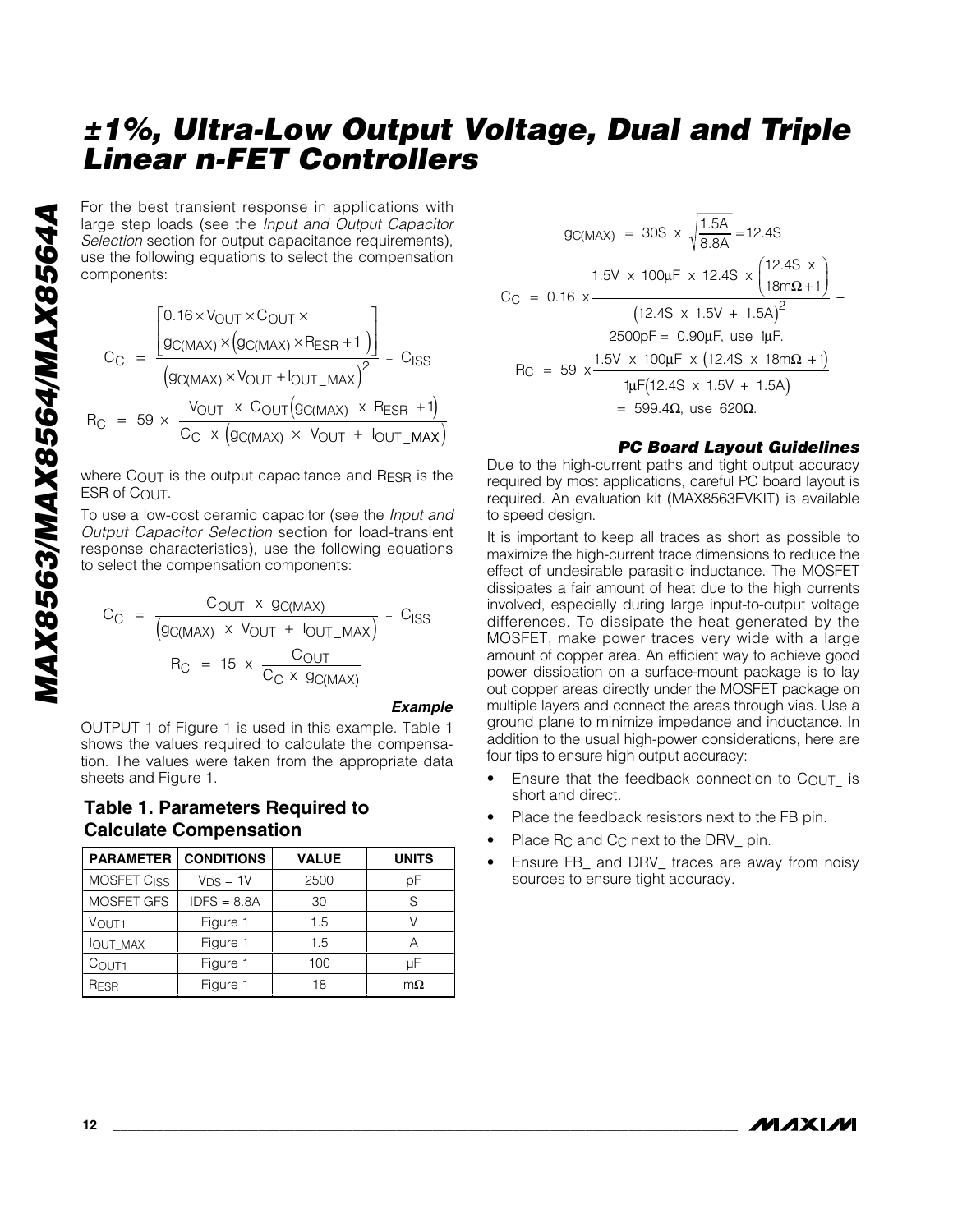For the best transient response in applications with large step loads (see the *Input and Output Capacitor Selection* section for output capacitance requirements), use the following equations to select the compensation components:

$$C_C = \frac{\left[\begin{array}{c}0.16 \times V_{OUT} \times C_{OUT} \times \\ g_{C(MAX)} \times \left(g_{C(MAX)} \times R_{ESR} + 1\right)\end{array}\right]}{\left(g_{C(MAX)} \times V_{OUT} + I_{OUT\_MAX}\right)^2} - C_{ISS}$$

$$R_C = 59 \times \frac{V_{OUT} \times C_{OUT}\left(g_{C(MAX)} \times R_{ESR} + 1\right)}{C_C \times \left(g_{C(MAX)} \times V_{OUT} + I_{OUT\_MAX}\right)}$$

where $C_{OUT}$ is the output capacitance and $R_{ESR}$ is the ESR of $C_{OUT}$.

To use a low-cost ceramic capacitor (see the *Input and Output Capacitor Selection* section for load-transient response characteristics), use the following equations to select the compensation components:

$$C_C = \frac{C_{OUT} \times g_{C(MAX)}}{\left(g_{C(MAX)} \times V_{OUT} + I_{OUT\_MAX}\right)} - C_{ISS}$$

$$R_C = 15 \times \frac{C_{OUT}}{C_C \times g_{C(MAX)}}$$

#### *Example*

OUTPUT 1 of Figure 1 is used in this example. Table 1 shows the values required to calculate the compensation. The values were taken from the appropriate data sheets and Figure 1.

### Table 1. Parameters Required to Calculate Compensation

| PARAMETER | CONDITIONS | VALUE | UNITS |
|---|---|---|---|
| MOSFET $C_{ISS}$ | $V_{DS}$ = 1V | 2500 | pF |
| MOSFET GFS | IDFS = 8.8A | 30 | S |
| $V_{OUT1}$ | Figure 1 | 1.5 | V |
| $I_{OUT\_MAX}$ | Figure 1 | 1.5 | A |
| $C_{OUT1}$ | Figure 1 | 100 | µF |
| $R_{ESR}$ | Figure 1 | 18 | mΩ |

$$g_{C(MAX)} = 30S \times \sqrt{\frac{1.5A}{8.8A}} = 12.4S$$

$$C_C = 0.16 \times \frac{1.5V \times 100\mu F \times 12.4S \times \left(\begin{array}{c}12.4S \times \\ 18m\Omega + 1\end{array}\right)}{\left(12.4S \times 1.5V + 1.5A\right)^2} - 2500pF = 0.90\mu F, \text{ use } 1\mu F.$$

$$R_C = 59 \times \frac{1.5V \times 100\mu F \times \left(12.4S \times 18m\Omega + 1\right)}{1\mu F\left(12.4S \times 1.5V + 1.5A\right)} = 599.4\Omega, \text{ use } 620\Omega.$$

#### *PC Board Layout Guidelines*

Due to the high-current paths and tight output accuracy required by most applications, careful PC board layout is required. An evaluation kit (MAX8563EVKIT) is available to speed design.

It is important to keep all traces as short as possible to maximize the high-current trace dimensions to reduce the effect of undesirable parasitic inductance. The MOSFET dissipates a fair amount of heat due to the high currents involved, especially during large input-to-output voltage differences. To dissipate the heat generated by the MOSFET, make power traces very wide with a large amount of copper area. An efficient way to achieve good power dissipation on a surface-mount package is to lay out copper areas directly under the MOSFET package on multiple layers and connect the areas through vias. Use a ground plane to minimize impedance and inductance. In addition to the usual high-power considerations, here are four tips to ensure high output accuracy:

- Ensure that the feedback connection to $C_{OUT\_}$ is short and direct.
- Place the feedback resistors next to the FB pin.
- Place $R_C$ and $C_C$ next to the DRV_ pin.
- Ensure FB_ and DRV_ traces are away from noisy sources to ensure tight accuracy.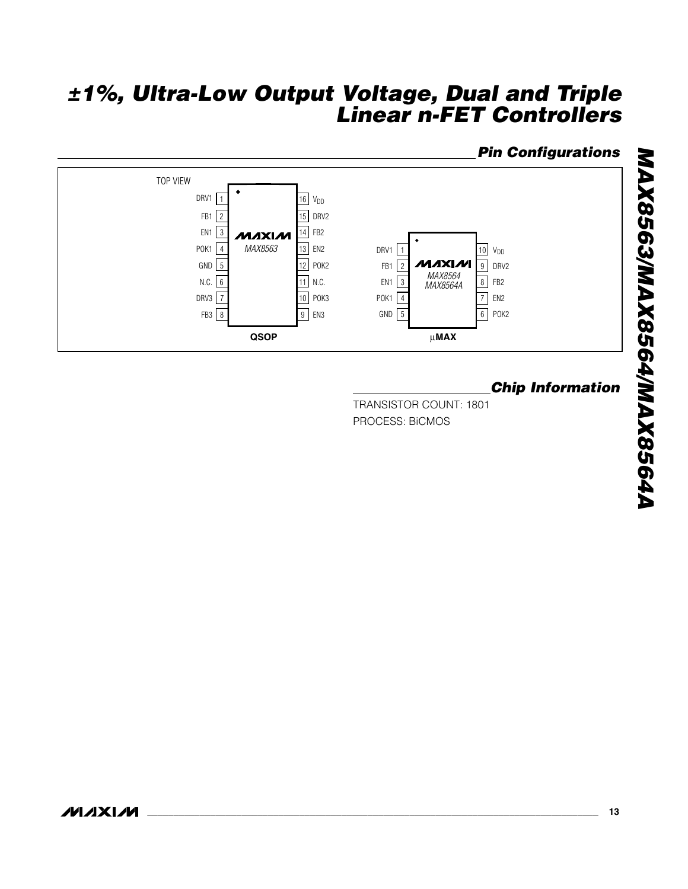## Pin Configurations

TOP VIEW

**QSOP** (MAX8563)

| Pin | Name | Pin | Name |
|---|---|---|---|
| 1 | DRV1 | 16 | $V_{DD}$ |
| 2 | FB1 | 15 | DRV2 |
| 3 | EN1 | 14 | FB2 |
| 4 | POK1 | 13 | EN2 |
| 5 | GND | 12 | POK2 |
| 6 | N.C. | 11 | N.C. |
| 7 | DRV3 | 10 | POK3 |
| 8 | FB3 | 9 | EN3 |

**μMAX** (MAX8564, MAX8564A)

| Pin | Name | Pin | Name |
|---|---|---|---|
| 1 | DRV1 | 10 | $V_{DD}$ |
| 2 | FB1 | 9 | DRV2 |
| 3 | EN1 | 8 | FB2 |
| 4 | POK1 | 7 | EN2 |
| 5 | GND | 6 | POK2 |

## Chip Information

TRANSISTOR COUNT: 1801

PROCESS: BiCMOS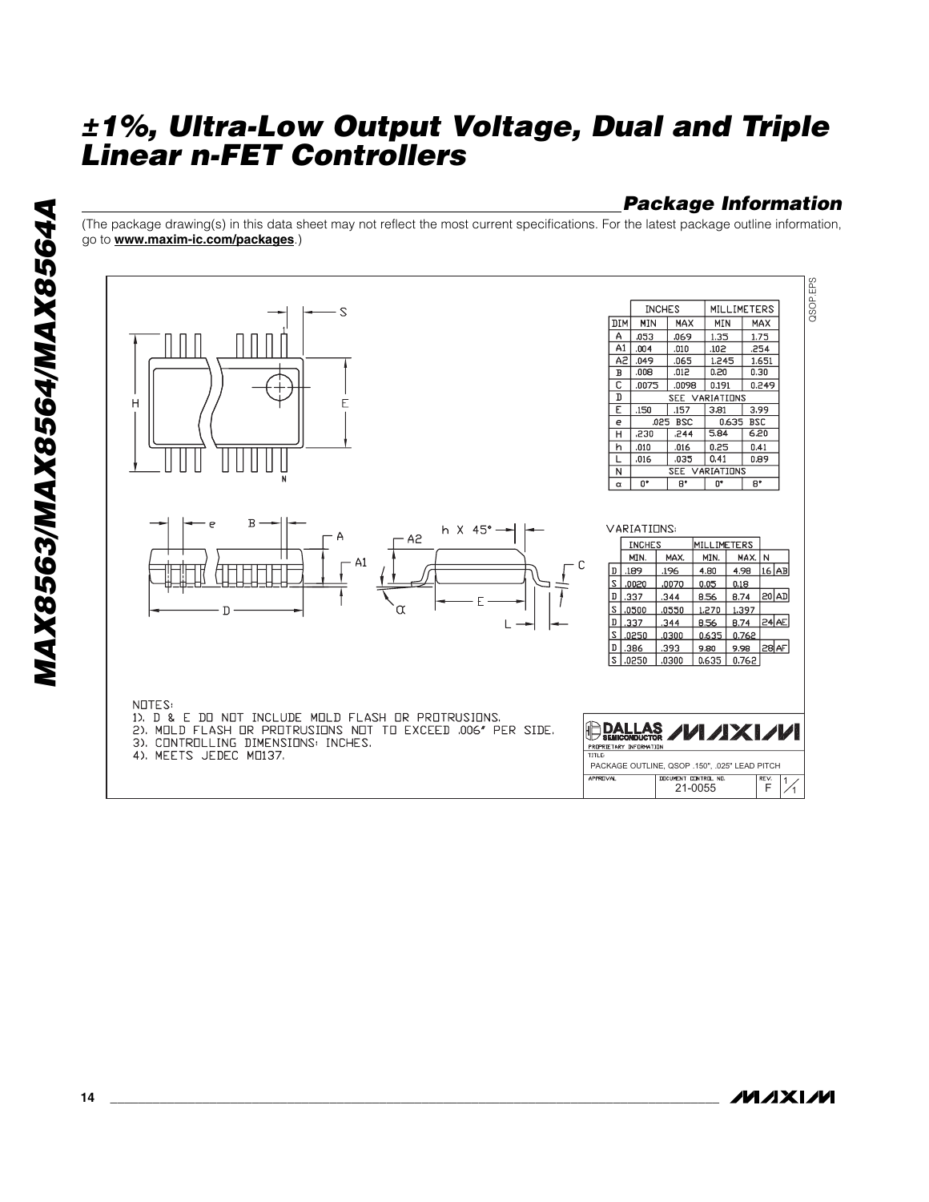## Package Information

(The package drawing(s) in this data sheet may not reflect the most current specifications. For the latest package outline information, go to **www.maxim-ic.com/packages**.)

| DIM | INCHES MIN | INCHES MAX | MILLIMETERS MIN | MILLIMETERS MAX |
|---|---|---|---|---|
| A | .053 | .069 | 1.35 | 1.75 |
| A1 | .004 | .010 | .102 | .254 |
| A2 | .049 | .065 | 1.245 | 1.651 |
| B | .008 | .012 | 0.20 | 0.30 |
| C | .0075 | .0098 | 0.191 | 0.249 |
| D | SEE VARIATIONS | | | |
| E | .150 | .157 | 3.81 | 3.99 |
| e | .025 BSC | | 0.635 BSC | |
| H | .230 | .244 | 5.84 | 6.20 |
| h | .010 | .016 | 0.25 | 0.41 |
| L | .016 | .035 | 0.41 | 0.89 |
| N | SEE VARIATIONS | | | |
| α | 0° | 8° | 0° | 8° |

VARIATIONS:

| | INCHES MIN. | INCHES MAX. | MILLIMETERS MIN. | MILLIMETERS MAX. | N | |
|---|---|---|---|---|---|---|
| D | .189 | .196 | 4.80 | 4.98 | 16 | AB |
| S | .0020 | .0070 | 0.05 | 0.18 | | |
| D | .337 | .344 | 8.56 | 8.74 | 20 | AD |
| S | .0500 | .0550 | 1.270 | 1.397 | | |
| D | .337 | .344 | 8.56 | 8.74 | 24 | AE |
| S | .0250 | .0300 | 0.635 | 0.762 | | |
| D | .386 | .393 | 9.80 | 9.98 | 28 | AF |
| S | .0250 | .0300 | 0.635 | 0.762 | | |

NOTES:
1). D & E DO NOT INCLUDE MOLD FLASH OR PROTRUSIONS.
2). MOLD FLASH OR PROTRUSIONS NOT TO EXCEED .006" PER SIDE.
3). CONTROLLING DIMENSIONS: INCHES.
4). MEETS JEDEC MO137.

DALLAS SEMICONDUCTOR / MAXIM — PROPRIETARY INFORMATION

TITLE: PACKAGE OUTLINE, QSOP .150", .025" LEAD PITCH

DOCUMENT CONTROL NO. 21-0055 — REV. F — 1/1

QSOP.EPS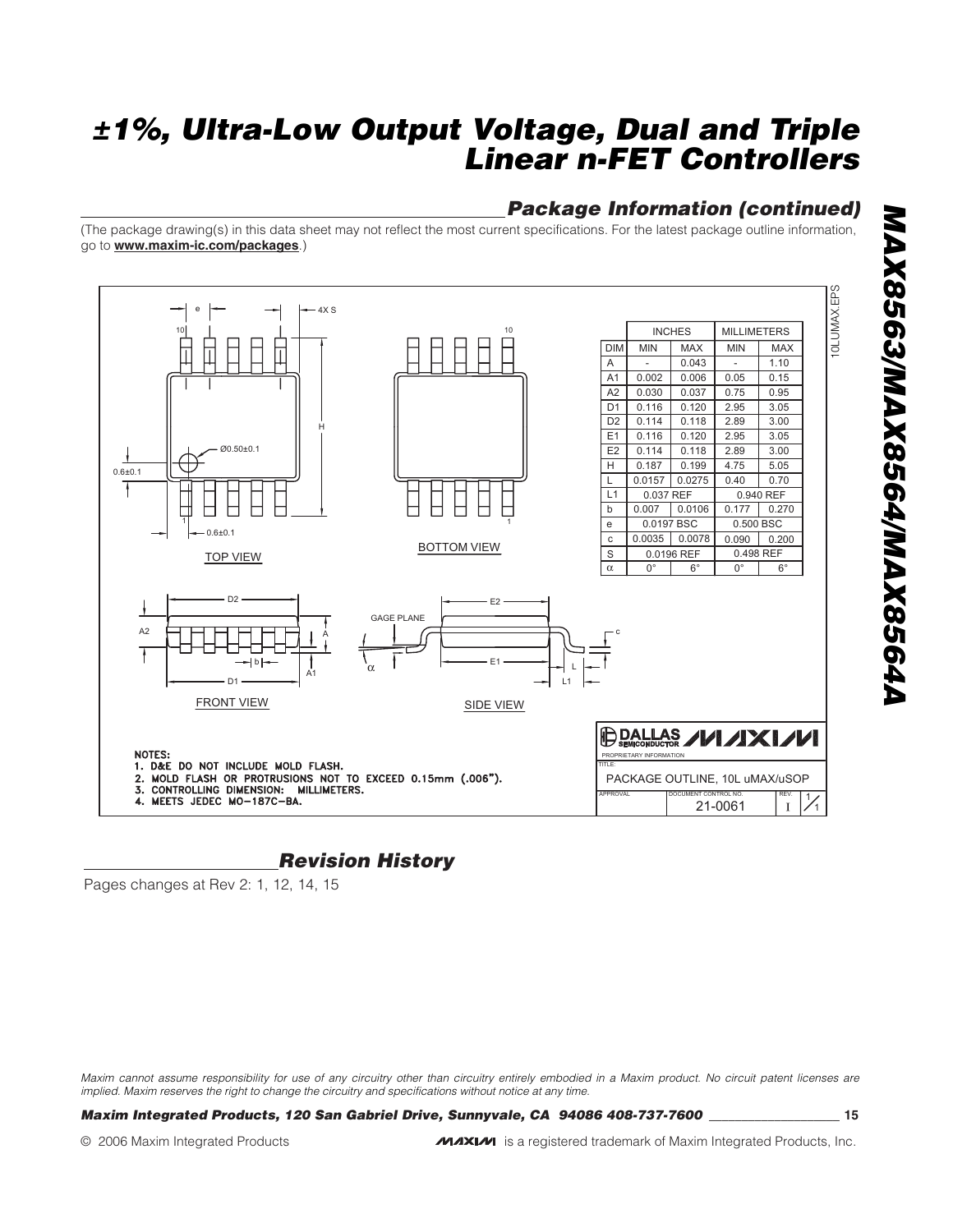## Package Information (continued)

(The package drawing(s) in this data sheet may not reflect the most current specifications. For the latest package outline information, go to **www.maxim-ic.com/packages**.)

| | INCHES | | MILLIMETERS | |
|---|---|---|---|---|
| DIM | MIN | MAX | MIN | MAX |
| A | - | 0.043 | - | 1.10 |
| A1 | 0.002 | 0.006 | 0.05 | 0.15 |
| A2 | 0.030 | 0.037 | 0.75 | 0.95 |
| D1 | 0.116 | 0.120 | 2.95 | 3.05 |
| D2 | 0.114 | 0.118 | 2.89 | 3.00 |
| E1 | 0.116 | 0.120 | 2.95 | 3.05 |
| E2 | 0.114 | 0.118 | 2.89 | 3.00 |
| H | 0.187 | 0.199 | 4.75 | 5.05 |
| L | 0.0157 | 0.0275 | 0.40 | 0.70 |
| L1 | 0.037 REF | | 0.940 REF | |
| b | 0.007 | 0.0106 | 0.177 | 0.270 |
| e | 0.0197 BSC | | 0.500 BSC | |
| c | 0.0035 | 0.0078 | 0.090 | 0.200 |
| S | 0.0196 REF | | 0.498 REF | |
| α | 0° | 6° | 0° | 6° |

TOP VIEW

BOTTOM VIEW

FRONT VIEW

SIDE VIEW

e
4X S
10
H
Ø0.50±0.1
0.6±0.1
1
0.6±0.1
D2
A2
A
b
A1
D1
E2
GAGE PLANE
c
α
E1
L
L1

10LUMAX.EPS

NOTES:
1. D&E DO NOT INCLUDE MOLD FLASH.
2. MOLD FLASH OR PROTRUSIONS NOT TO EXCEED 0.15mm (.006").
3. CONTROLLING DIMENSION: MILLIMETERS.
4. MEETS JEDEC MO-187C-BA.

DALLAS SEMICONDUCTOR MAXIM
PROPRIETARY INFORMATION
TITLE:
PACKAGE OUTLINE, 10L uMAX/uSOP
APPROVAL | DOCUMENT CONTROL NO. 21-0061 | REV. I | 1/1

## Revision History

Pages changes at Rev 2: 1, 12, 14, 15

*Maxim cannot assume responsibility for use of any circuitry other than circuitry entirely embodied in a Maxim product. No circuit patent licenses are implied. Maxim reserves the right to change the circuitry and specifications without notice at any time.*

***Maxim Integrated Products, 120 San Gabriel Drive, Sunnyvale, CA 94086 408-737-7600***

© 2006 Maxim Integrated Products

MAXIM is a registered trademark of Maxim Integrated Products, Inc.